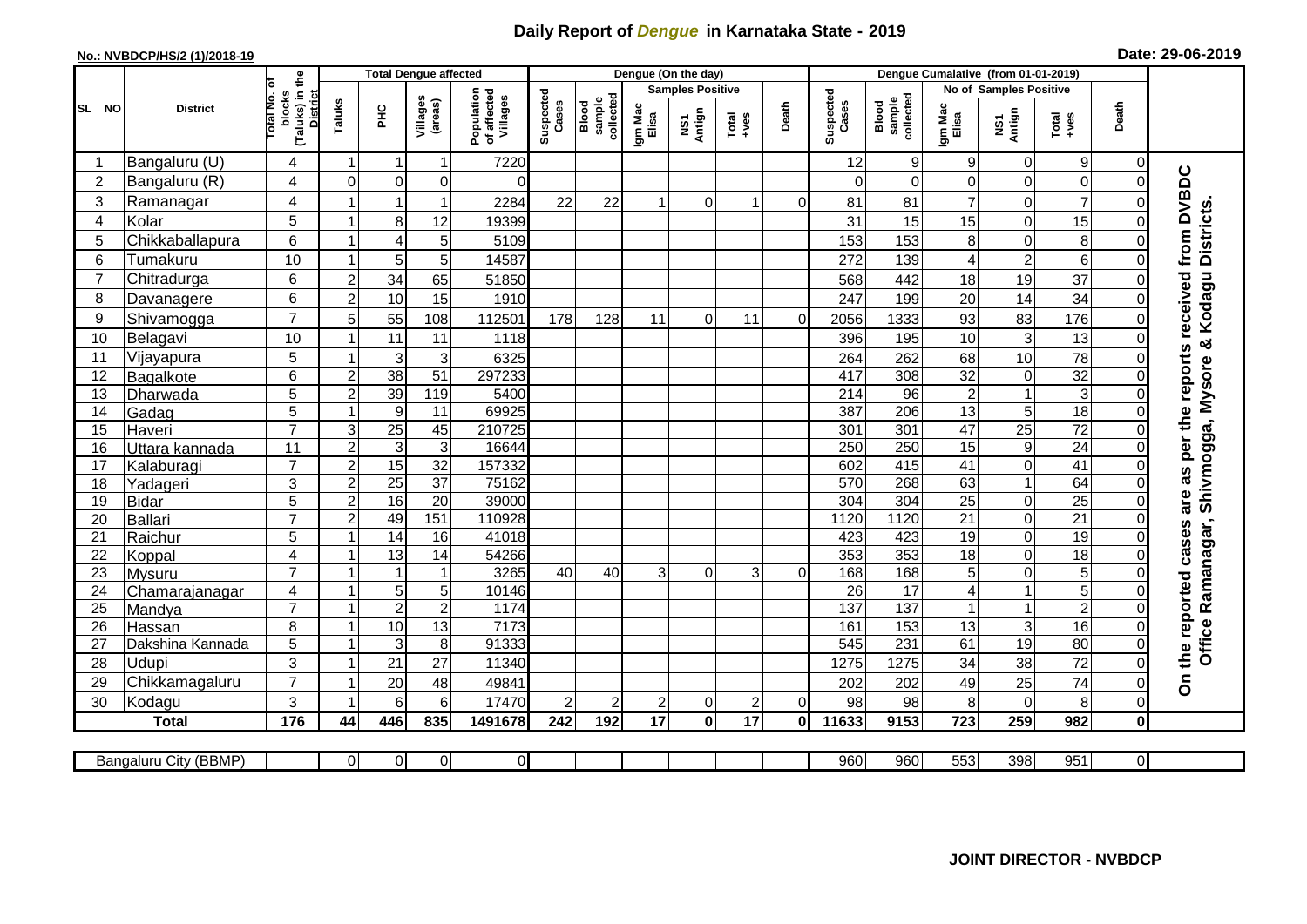# Daily Report of *Dengue* in Karnataka State - 2019

**No.: NVBDCP/HS/2 (1)/2018-19**

**Date: 29-06-2019**

| SL NO | District | Total No. of blocks (Taluks) in the District | Total Dengue affected | | | | Dengue (On the day) | | | | | | | Dengue Cumalative (from 01-01-2019) | | | | | | | |
|---|---|---|---|---|---|---|---|---|---|---|---|---|---|---|---|---|---|---|---|---|
| | | | Taluks | PHC | Villages (areas) | Population of affected Villages | Suspected Cases | Blood sample collected | Samples Positive | | | Death | Suspected Cases | Blood sample collected | No of Samples Positive | | | Death | |
| | | | | | | | | | Igm Mac Elisa | NS1 Antign | Total +ves | | | | Igm Mac Elisa | NS1 Antign | Total +ves | | |
| 1 | Bangaluru (U) | 4 | 1 | 1 | 1 | 7220 | | | | | | | 12 | 9 | 9 | 0 | 9 | 0 | On the reported cases are as per the reports received from DVBDC Office Ramanagar, Shivmogga, Mysore & Kodagu Districts. |
| 2 | Bangaluru (R) | 4 | 0 | 0 | 0 | 0 | | | | | | | 0 | 0 | 0 | 0 | 0 | 0 | |
| 3 | Ramanagar | 4 | 1 | 1 | 1 | 2284 | 22 | 22 | 1 | 0 | 1 | 0 | 81 | 81 | 7 | 0 | 7 | 0 | |
| 4 | Kolar | 5 | 1 | 8 | 12 | 19399 | | | | | | | 31 | 15 | 15 | 0 | 15 | 0 | |
| 5 | Chikkaballapura | 6 | 1 | 4 | 5 | 5109 | | | | | | | 153 | 153 | 8 | 0 | 8 | 0 | |
| 6 | Tumakuru | 10 | 1 | 5 | 5 | 14587 | | | | | | | 272 | 139 | 4 | 2 | 6 | 0 | |
| 7 | Chitradurga | 6 | 2 | 34 | 65 | 51850 | | | | | | | 568 | 442 | 18 | 19 | 37 | 0 | |
| 8 | Davanagere | 6 | 2 | 10 | 15 | 1910 | | | | | | | 247 | 199 | 20 | 14 | 34 | 0 | |
| 9 | Shivamogga | 7 | 5 | 55 | 108 | 112501 | 178 | 128 | 11 | 0 | 11 | 0 | 2056 | 1333 | 93 | 83 | 176 | 0 | |
| 10 | Belagavi | 10 | 1 | 11 | 11 | 1118 | | | | | | | 396 | 195 | 10 | 3 | 13 | 0 | |
| 11 | Vijayapura | 5 | 1 | 3 | 3 | 6325 | | | | | | | 264 | 262 | 68 | 10 | 78 | 0 | |
| 12 | Bagalkote | 6 | 2 | 38 | 51 | 297233 | | | | | | | 417 | 308 | 32 | 0 | 32 | 0 | |
| 13 | Dharwada | 5 | 2 | 39 | 119 | 5400 | | | | | | | 214 | 96 | 2 | 1 | 3 | 0 | |
| 14 | Gadag | 5 | 1 | 9 | 11 | 69925 | | | | | | | 387 | 206 | 13 | 5 | 18 | 0 | |
| 15 | Haveri | 7 | 3 | 25 | 45 | 210725 | | | | | | | 301 | 301 | 47 | 25 | 72 | 0 | |
| 16 | Uttara kannada | 11 | 2 | 3 | 3 | 16644 | | | | | | | 250 | 250 | 15 | 9 | 24 | 0 | |
| 17 | Kalaburagi | 7 | 2 | 15 | 32 | 157332 | | | | | | | 602 | 415 | 41 | 0 | 41 | 0 | |
| 18 | Yadageri | 3 | 2 | 25 | 37 | 75162 | | | | | | | 570 | 268 | 63 | 1 | 64 | 0 | |
| 19 | Bidar | 5 | 2 | 16 | 20 | 39000 | | | | | | | 304 | 304 | 25 | 0 | 25 | 0 | |
| 20 | Ballari | 7 | 2 | 49 | 151 | 110928 | | | | | | | 1120 | 1120 | 21 | 0 | 21 | 0 | |
| 21 | Raichur | 5 | 1 | 14 | 16 | 41018 | | | | | | | 423 | 423 | 19 | 0 | 19 | 0 | |
| 22 | Koppal | 4 | 1 | 13 | 14 | 54266 | | | | | | | 353 | 353 | 18 | 0 | 18 | 0 | |
| 23 | Mysuru | 7 | 1 | 1 | 1 | 3265 | 40 | 40 | 3 | 0 | 3 | 0 | 168 | 168 | 5 | 0 | 5 | 0 | |
| 24 | Chamarajanagar | 4 | 1 | 5 | 5 | 10146 | | | | | | | 26 | 17 | 4 | 1 | 5 | 0 | |
| 25 | Mandya | 7 | 1 | 2 | 2 | 1174 | | | | | | | 137 | 137 | 1 | 1 | 2 | 0 | |
| 26 | Hassan | 8 | 1 | 10 | 13 | 7173 | | | | | | | 161 | 153 | 13 | 3 | 16 | 0 | |
| 27 | Dakshina Kannada | 5 | 1 | 3 | 8 | 91333 | | | | | | | 545 | 231 | 61 | 19 | 80 | 0 | |
| 28 | Udupi | 3 | 1 | 21 | 27 | 11340 | | | | | | | 1275 | 1275 | 34 | 38 | 72 | 0 | |
| 29 | Chikkamagaluru | 7 | 1 | 20 | 48 | 49841 | | | | | | | 202 | 202 | 49 | 25 | 74 | 0 | |
| 30 | Kodagu | 3 | 1 | 6 | 6 | 17470 | 2 | 2 | 2 | 0 | 2 | 0 | 98 | 98 | 8 | 0 | 8 | 0 | |
| | **Total** | **176** | **44** | **446** | **835** | **1491678** | **242** | **192** | **17** | **0** | **17** | **0** | **11633** | **9153** | **723** | **259** | **982** | **0** | |

| Bangaluru City (BBMP) | | 0 | 0 | 0 | 0 | | | | | | | 960 | 960 | 553 | 398 | 951 | 0 | |
|---|---|---|---|---|---|---|---|---|---|---|---|---|---|---|---|---|---|---|

**JOINT DIRECTOR - NVBDCP**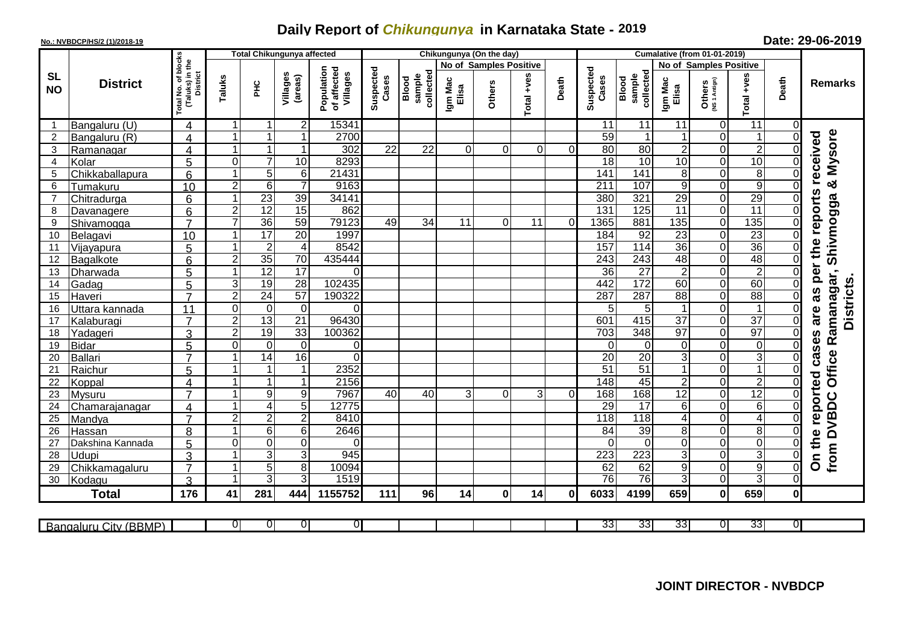# Daily Report of *Chikungunya* in Karnataka State - 2019

**No.: NVBDCP/HS/2 (1)/2018-19**

**Date: 29-06-2019**

| SL NO | District | Total No. of blocks (Taluks) in the District | Total Chikungunya affected | | | | Chikungunya (On the day) | | | | | | | Cumalative (from 01-01-2019) | | | | | | | Remarks |
|---|---|---|---|---|---|---|---|---|---|---|---|---|---|---|---|---|---|---|---|---|---|
| | | | Taluks | PHC | Villages (areas) | Population of affected Villages | Suspected Cases | Blood sample collected | No of Samples Positive | | | Death | Suspected Cases | Blood sample collected | No of Samples Positive | | | Death | |
| | | | | | | | | | Igm Mac Elisa | Others | Total +ves | | | | Igm Mac Elisa | Others (NS 1 Antign) | Total +ves | | |
| 1 | Bangaluru (U) | 4 | 1 | 1 | 2 | 15341 | | | | | | | 11 | 11 | 11 | 0 | 11 | 0 | On the reported cases are as per the reports received from DVBDC Office Ramanagar, Shivmogga & Mysore Districts. |
| 2 | Bangaluru (R) | 4 | 1 | 1 | 1 | 2700 | | | | | | | 59 | 1 | 1 | 0 | 1 | 0 | |
| 3 | Ramanagar | 4 | 1 | 1 | 1 | 302 | 22 | 22 | 0 | 0 | 0 | 0 | 80 | 80 | 2 | 0 | 2 | 0 | |
| 4 | Kolar | 5 | 0 | 7 | 10 | 8293 | | | | | | | 18 | 10 | 10 | 0 | 10 | 0 | |
| 5 | Chikkaballapura | 6 | 1 | 5 | 6 | 21431 | | | | | | | 141 | 141 | 8 | 0 | 8 | 0 | |
| 6 | Tumakuru | 10 | 2 | 6 | 7 | 9163 | | | | | | | 211 | 107 | 9 | 0 | 9 | 0 | |
| 7 | Chitradurga | 6 | 1 | 23 | 39 | 34141 | | | | | | | 380 | 321 | 29 | 0 | 29 | 0 | |
| 8 | Davanagere | 6 | 2 | 12 | 15 | 862 | | | | | | | 131 | 125 | 11 | 0 | 11 | 0 | |
| 9 | Shivamogga | 7 | 7 | 36 | 59 | 79123 | 49 | 34 | 11 | 0 | 11 | 0 | 1365 | 881 | 135 | 0 | 135 | 0 | |
| 10 | Belagavi | 10 | 1 | 17 | 20 | 1997 | | | | | | | 184 | 92 | 23 | 0 | 23 | 0 | |
| 11 | Vijayapura | 5 | 1 | 2 | 4 | 8542 | | | | | | | 157 | 114 | 36 | 0 | 36 | 0 | |
| 12 | Bagalkote | 6 | 2 | 35 | 70 | 435444 | | | | | | | 243 | 243 | 48 | 0 | 48 | 0 | |
| 13 | Dharwada | 5 | 1 | 12 | 17 | 0 | | | | | | | 36 | 27 | 2 | 0 | 2 | 0 | |
| 14 | Gadag | 5 | 3 | 19 | 28 | 102435 | | | | | | | 442 | 172 | 60 | 0 | 60 | 0 | |
| 15 | Haveri | 7 | 2 | 24 | 57 | 190322 | | | | | | | 287 | 287 | 88 | 0 | 88 | 0 | |
| 16 | Uttara kannada | 11 | 0 | 0 | 0 | 0 | | | | | | | 5 | 5 | 1 | 0 | 1 | 0 | |
| 17 | Kalaburagi | 7 | 2 | 13 | 21 | 96430 | | | | | | | 601 | 415 | 37 | 0 | 37 | 0 | |
| 18 | Yadageri | 3 | 2 | 19 | 33 | 100362 | | | | | | | 703 | 348 | 97 | 0 | 97 | 0 | |
| 19 | Bidar | 5 | 0 | 0 | 0 | 0 | | | | | | | 0 | 0 | 0 | 0 | 0 | 0 | |
| 20 | Ballari | 7 | 1 | 14 | 16 | 0 | | | | | | | 20 | 20 | 3 | 0 | 3 | 0 | |
| 21 | Raichur | 5 | 1 | 1 | 1 | 2352 | | | | | | | 51 | 51 | 1 | 0 | 1 | 0 | |
| 22 | Koppal | 4 | 1 | 1 | 1 | 2156 | | | | | | | 148 | 45 | 2 | 0 | 2 | 0 | |
| 23 | Mysuru | 7 | 1 | 9 | 9 | 7967 | 40 | 40 | 3 | 0 | 3 | 0 | 168 | 168 | 12 | 0 | 12 | 0 | |
| 24 | Chamarajanagar | 4 | 1 | 4 | 5 | 12775 | | | | | | | 29 | 17 | 6 | 0 | 6 | 0 | |
| 25 | Mandya | 7 | 2 | 2 | 2 | 8410 | | | | | | | 118 | 118 | 4 | 0 | 4 | 0 | |
| 26 | Hassan | 8 | 1 | 6 | 6 | 2646 | | | | | | | 84 | 39 | 8 | 0 | 8 | 0 | |
| 27 | Dakshina Kannada | 5 | 0 | 0 | 0 | 0 | | | | | | | 0 | 0 | 0 | 0 | 0 | 0 | |
| 28 | Udupi | 3 | 1 | 3 | 3 | 945 | | | | | | | 223 | 223 | 3 | 0 | 3 | 0 | |
| 29 | Chikkamagaluru | 7 | 1 | 5 | 8 | 10094 | | | | | | | 62 | 62 | 9 | 0 | 9 | 0 | |
| 30 | Kodagu | 3 | 1 | 3 | 3 | 1519 | | | | | | | 76 | 76 | 3 | 0 | 3 | 0 | |
| | **Total** | **176** | **41** | **281** | **444** | **1155752** | **111** | **96** | **14** | **0** | **14** | **0** | **6033** | **4199** | **659** | **0** | **659** | **0** | |

| | | | | | | | | | | | | | | | | | | | |
|---|---|---|---|---|---|---|---|---|---|---|---|---|---|---|---|---|---|---|---|
| Bangaluru City (BBMP) | | 0 | 0 | 0 | 0 | | | | | | | 33 | 33 | 33 | 0 | 33 | 0 | |

**JOINT DIRECTOR - NVBDCP**